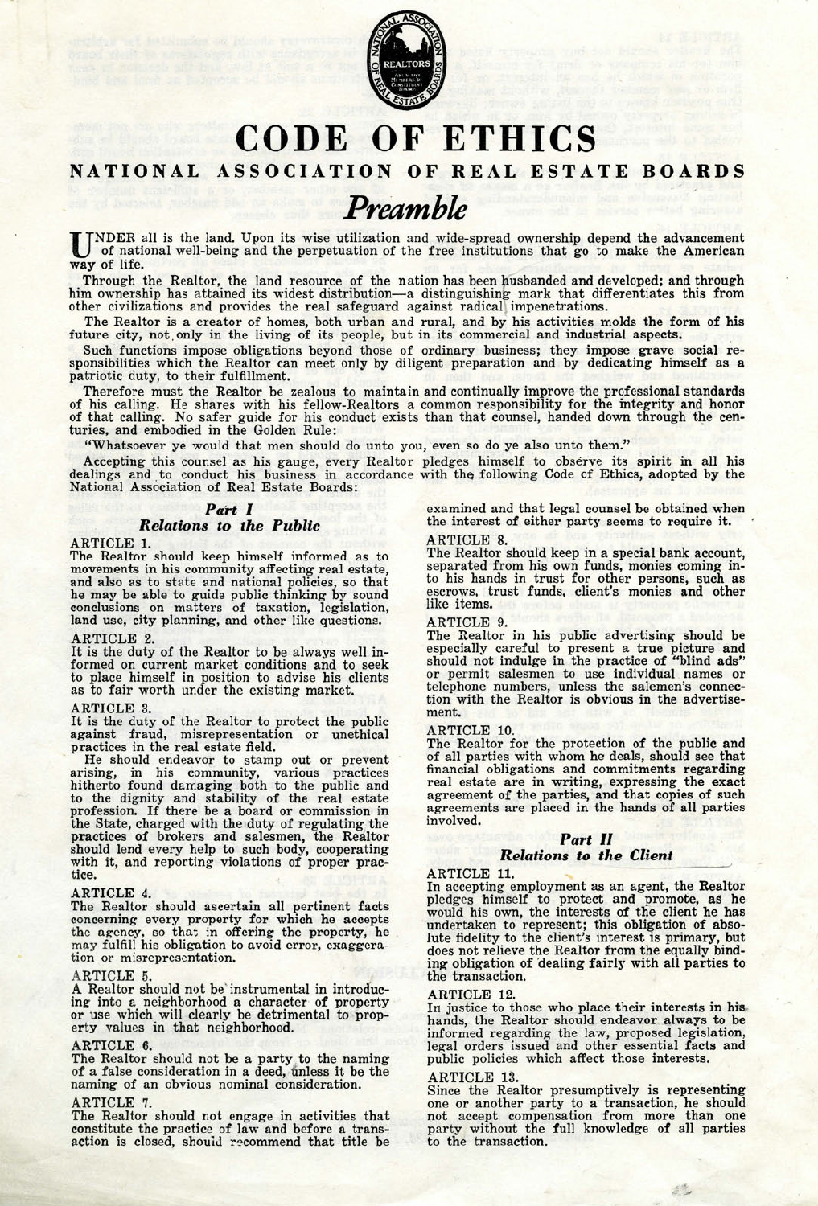# CODE OF ETHICS

## NATIONAL ASSOCIATION OF REAL ESTATE BOARDS

## *Preamble*

UNDER all is the land. Upon its wise utilization and wide-spread ownership depend the advancement of national well-being and the perpetuation of the free institutions that go to make the American way of life.

Through the Realtor, the land resource of the nation has been husbanded and developed; and through him ownership has attained its widest distribution—a distinguishing mark that differentiates this from other civilizations and provides the real safeguard against radical impenetrations.

The Realtor is a creator of homes, both urban and rural, and by his activities molds the form of his future city, not only in the living of its people, but in its commercial and industrial aspects.

Such functions impose obligations beyond those of ordinary business; they impose grave social responsibilities which the Realtor can meet only by diligent preparation and by dedicating himself as a patriotic duty, to their fulfillment.

Therefore must the Realtor be zealous to maintain and continually improve the professional standards of his calling. He shares with his fellow-Realtors a common responsibility for the integrity and honor of that calling. No safer guide for his conduct exists than that counsel, handed down through the centuries, and embodied in the Golden Rule:

"Whatsoever ye would that men should do unto you, even so do ye also unto them."

Accepting this counsel as his gauge, every Realtor pledges himself to observe its spirit in all his dealings and to conduct his business in accordance with the following Code of Ethics, adopted by the National Association of Real Estate Boards:

### *Part I*
### *Relations to the Public*

ARTICLE 1.
The Realtor should keep himself informed as to movements in his community affecting real estate, and also as to state and national policies, so that he may be able to guide public thinking by sound conclusions on matters of taxation, legislation, land use, city planning, and other like questions.

ARTICLE 2.
It is the duty of the Realtor to be always well informed on current market conditions and to seek to place himself in position to advise his clients as to fair worth under the existing market.

ARTICLE 3.
It is the duty of the Realtor to protect the public against fraud, misrepresentation or unethical practices in the real estate field.

He should endeavor to stamp out or prevent arising, in his community, various practices hitherto found damaging both to the public and to the dignity and stability of the real estate profession. If there be a board or commission in the State, charged with the duty of regulating the practices of brokers and salesmen, the Realtor should lend every help to such body, cooperating with it, and reporting violations of proper practice.

ARTICLE 4.
The Realtor should ascertain all pertinent facts concerning every property for which he accepts the agency, so that in offering the property, he may fulfill his obligation to avoid error, exaggeration or misrepresentation.

ARTICLE 5.
A Realtor should not be instrumental in introducing into a neighborhood a character of property or use which will clearly be detrimental to property values in that neighborhood.

ARTICLE 6.
The Realtor should not be a party to the naming of a false consideration in a deed, unless it be the naming of an obvious nominal consideration.

ARTICLE 7.
The Realtor should not engage in activities that constitute the practice of law and before a transaction is closed, should recommend that title be examined and that legal counsel be obtained when the interest of either party seems to require it.

ARTICLE 8.
The Realtor should keep in a special bank account, separated from his own funds, monies coming into his hands in trust for other persons, such as escrows, trust funds, client's monies and other like items.

ARTICLE 9.
The Realtor in his public advertising should be especially careful to present a true picture and should not indulge in the practice of "blind ads" or permit salesmen to use individual names or telephone numbers, unless the salemen's connection with the Realtor is obvious in the advertisement.

ARTICLE 10.
The Realtor for the protection of the public and of all parties with whom he deals, should see that financial obligations and commitments regarding real estate are in writing, expressing the exact agreement of the parties, and that copies of such agreements are placed in the hands of all parties involved.

### *Part II*
### *Relations to the Client*

ARTICLE 11.
In accepting employment as an agent, the Realtor pledges himself to protect and promote, as he would his own, the interests of the client he has undertaken to represent; this obligation of absolute fidelity to the client's interest is primary, but does not relieve the Realtor from the equally binding obligation of dealing fairly with all parties to the transaction.

ARTICLE 12.
In justice to those who place their interests in his hands, the Realtor should endeavor always to be informed regarding the law, proposed legislation, legal orders issued and other essential facts and public policies which affect those interests.

ARTICLE 13.
Since the Realtor presumptively is representing one or another party to a transaction, he should not accept compensation from more than one party without the full knowledge of all parties to the transaction.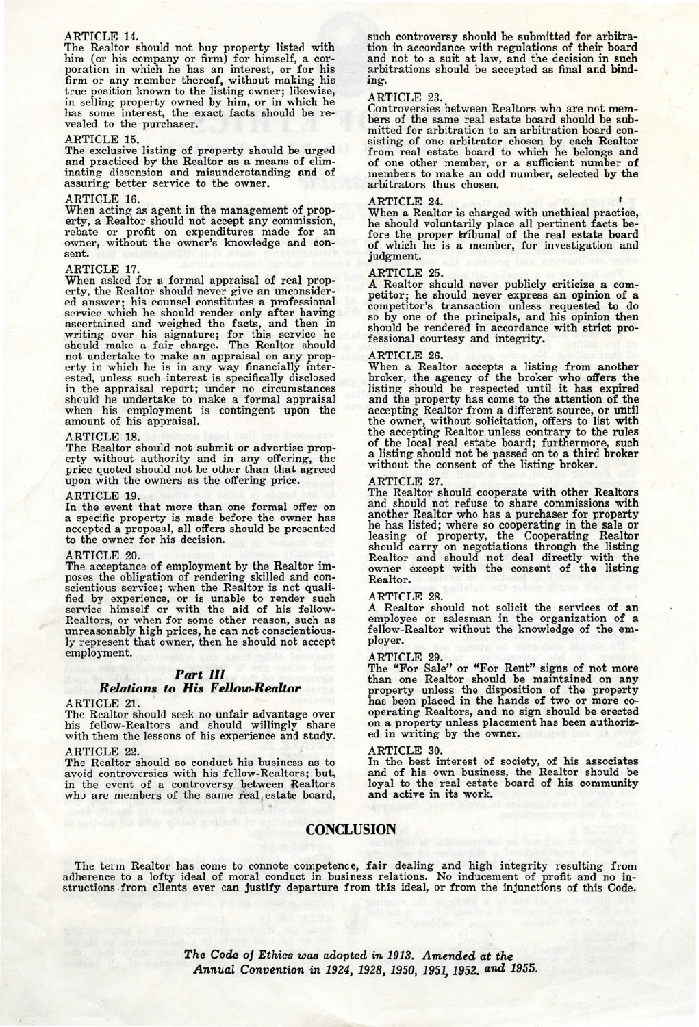ARTICLE 14.
The Realtor should not buy property listed with him (or his company or firm) for himself, a corporation in which he has an interest, or for his firm or any member thereof, without making his true position known to the listing owner; likewise, in selling property owned by him, or in which he has some interest, the exact facts should be revealed to the purchaser.

ARTICLE 15.
The exclusive listing of property should be urged and practiced by the Realtor as a means of eliminating dissension and misunderstanding and of assuring better service to the owner.

ARTICLE 16.
When acting as agent in the management of property, a Realtor should not accept any commission, rebate or profit on expenditures made for an owner, without the owner's knowledge and consent.

ARTICLE 17.
When asked for a formal appraisal of real property, the Realtor should never give an unconsidered answer; his counsel constitutes a professional service which he should render only after having ascertained and weighed the facts, and then in writing over his signature; for this service he should make a fair charge. The Realtor should not undertake to make an appraisal on any property in which he is in any way financially interested, unless such interest is specifically disclosed in the appraisal report; under no circumstances should he undertake to make a formal appraisal when his employment is contingent upon the amount of his appraisal.

ARTICLE 18.
The Realtor should not submit or advertise property without authority and in any offering, the price quoted should not be other than that agreed upon with the owners as the offering price.

ARTICLE 19.
In the event that more than one formal offer on a specific property is made before the owner has accepted a proposal, all offers should be presented to the owner for his decision.

ARTICLE 20.
The acceptance of employment by the Realtor imposes the obligation of rendering skilled and conscientious service; when the Realtor is not qualified by experience, or is unable to render such service himself or with the aid of his fellow-Realtors, or when for some other reason, such as unreasonably high prices, he can not conscientiously represent that owner, then he should not accept employment.

## *Part III*
## *Relations to His Fellow-Realtor*

ARTICLE 21.
The Realtor should seek no unfair advantage over his fellow-Realtors and should willingly share with them the lessons of his experience and study.

ARTICLE 22.
The Realtor should so conduct his business as to avoid controversies with his fellow-Realtors; but, in the event of a controversy between Realtors who are members of the same real estate board, such controversy should be submitted for arbitration in accordance with regulations of their board and not to a suit at law, and the decision in such arbitrations should be accepted as final and binding.

ARTICLE 23.
Controversies between Realtors who are not members of the same real estate board should be submitted for arbitration to an arbitration board consisting of one arbitrator chosen by each Realtor from real estate board to which he belongs and of one other member, or a sufficient number of members to make an odd number, selected by the arbitrators thus chosen.

ARTICLE 24.
When a Realtor is charged with unethical practice, he should voluntarily place all pertinent facts before the proper tribunal of the real estate board of which he is a member, for investigation and judgment.

ARTICLE 25.
A Realtor should never publicly criticize a competitor; he should never express an opinion of a competitor's transaction unless requested to do so by one of the principals, and his opinion then should be rendered in accordance with strict professional courtesy and integrity.

ARTICLE 26.
When a Realtor accepts a listing from another broker, the agency of the broker who offers the listing should be respected until it has expired and the property has come to the attention of the accepting Realtor from a different source, or until the owner, without solicitation, offers to list with the accepting Realtor unless contrary to the rules of the local real estate board; furthermore, such a listing should not be passed on to a third broker without the consent of the listing broker.

ARTICLE 27.
The Realtor should cooperate with other Realtors and should not refuse to share commissions with another Realtor who has a purchaser for property he has listed; where so cooperating in the sale or leasing of property, the Cooperating Realtor should carry on negotiations through the listing Realtor and should not deal directly with the owner except with the consent of the listing Realtor.

ARTICLE 28.
A Realtor should not solicit the services of an employee or salesman in the organization of a fellow-Realtor without the knowledge of the employer.

ARTICLE 29.
The "For Sale" or "For Rent" signs of not more than one Realtor should be maintained on any property unless the disposition of the property has been placed in the hands of two or more cooperating Realtors, and no sign should be erected on a property unless placement has been authorized in writing by the owner.

ARTICLE 30.
In the best interest of society, of his associates and of his own business, the Realtor should be loyal to the real estate board of his community and active in its work.

## CONCLUSION

The term Realtor has come to connote competence, fair dealing and high integrity resulting from adherence to a lofty ideal of moral conduct in business relations. No inducement of profit and no instructions from clients ever can justify departure from this ideal, or from the injunctions of this Code.

***The Code of Ethics was adopted in 1913. Amended at the Annual Convention in 1924, 1928, 1950, 1951, 1952. and 1955.***